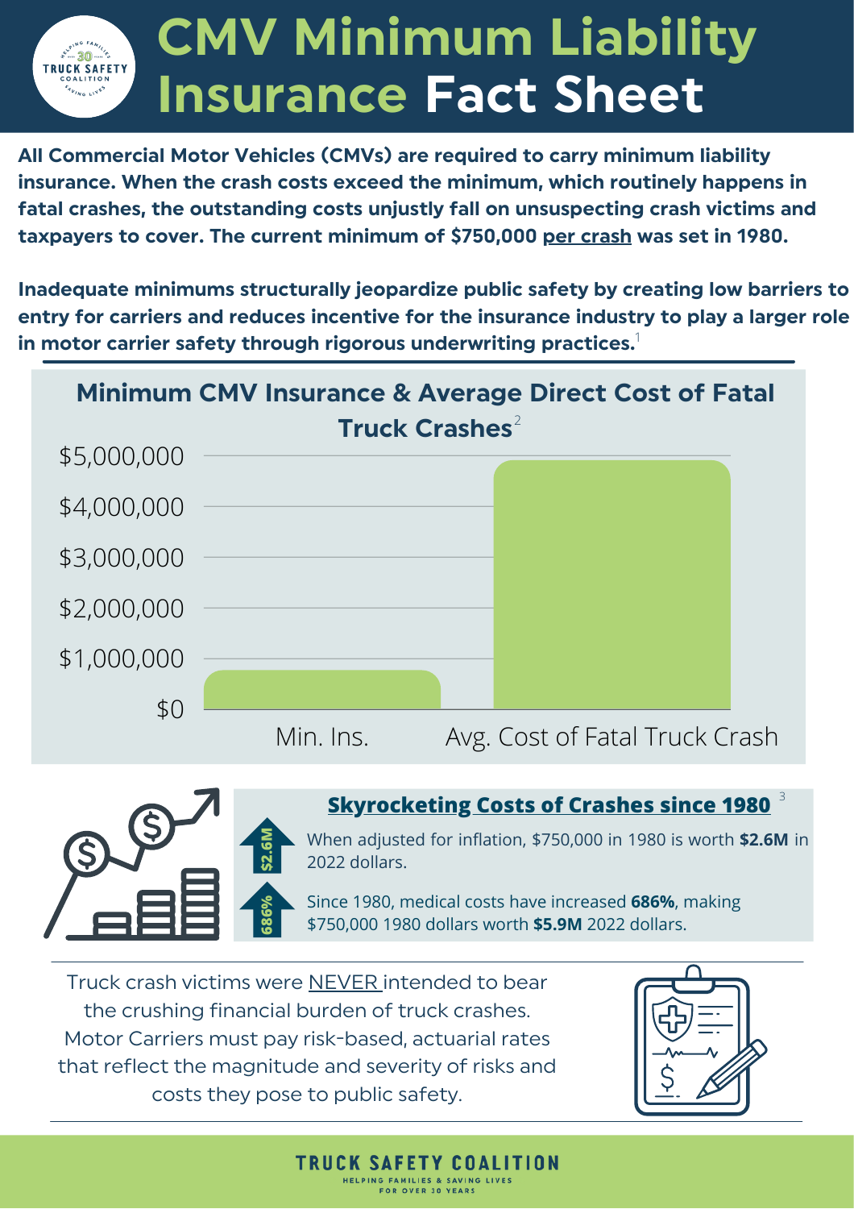# CMV Minimum Liability Insurance Fact Sheet

**All Commercial Motor Vehicles (CMVs) are required to carry minimum liability insurance. When the crash costs exceed the minimum, which routinely happens in fatal crashes, the outstanding costs unjustly fall on unsuspecting crash victims and taxpayers to cover. The current minimum of $750,000 per crash was set in 1980.**

**Inadequate minimums structurally jeopardize public safety by creating low barriers to entry for carriers and reduces incentive for the insurance industry to play a larger role in motor carrier safety through rigorous underwriting practices.**[1]

## Minimum CMV Insurance & Average Direct Cost of Fatal Truck Crashes[2]

$5,000,000
$4,000,000
$3,000,000
$2,000,000
$1,000,000
$0

Min. Ins. | Avg. Cost of Fatal Truck Crash

## Skyrocketing Costs of Crashes since 1980[3]

$2.6M — When adjusted for inflation, $750,000 in 1980 is worth **$2.6M** in 2022 dollars.

686% — Since 1980, medical costs have increased **686%**, making $750,000 1980 dollars worth **$5.9M** 2022 dollars.

Truck crash victims were NEVER intended to bear the crushing financial burden of truck crashes. Motor Carriers must pay risk-based, actuarial rates that reflect the magnitude and severity of risks and costs they pose to public safety.

TRUCK SAFETY COALITION
HELPING FAMILIES & SAVING LIVES FOR OVER 30 YEARS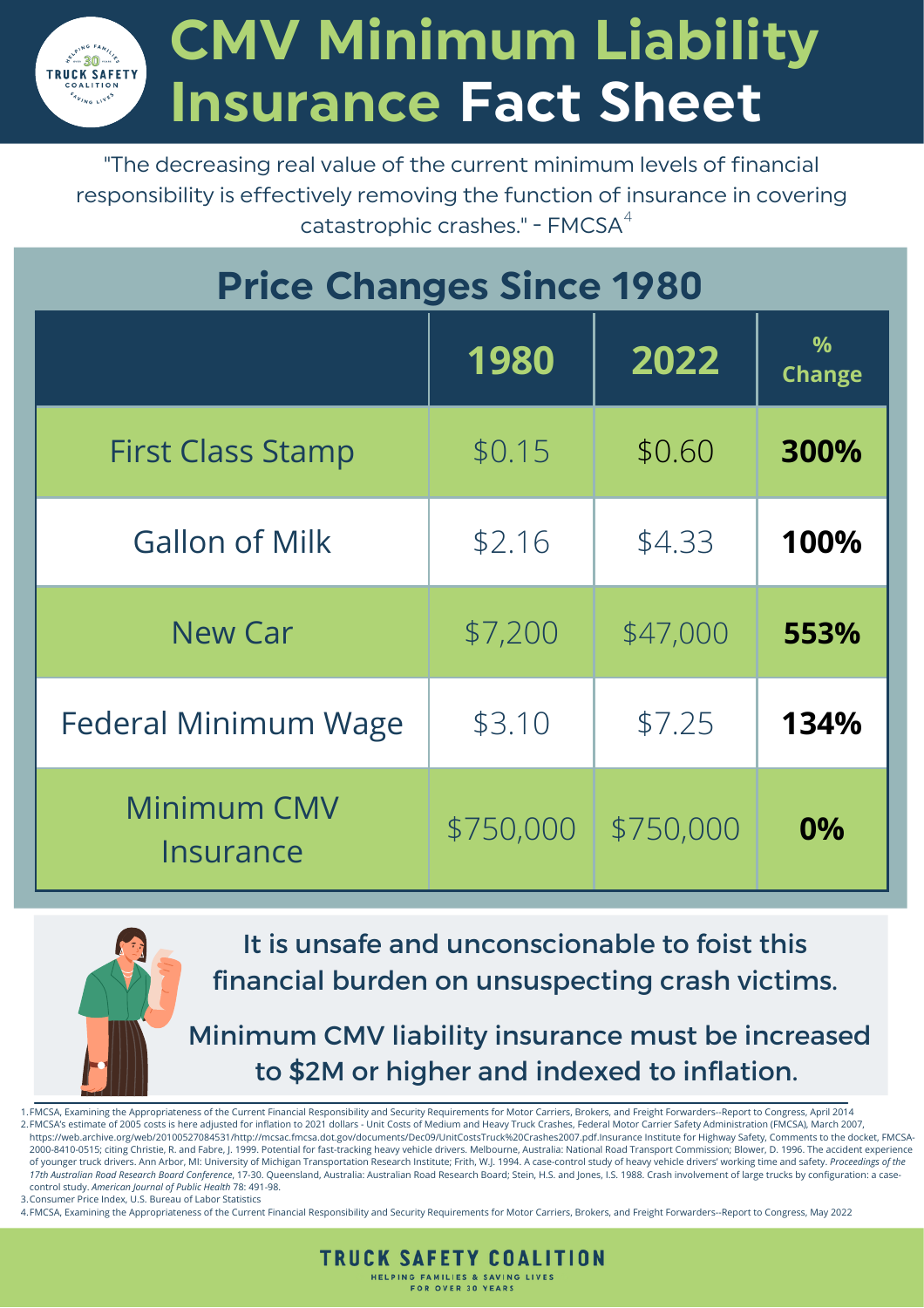# CMV Minimum Liability Insurance Fact Sheet

"The decreasing real value of the current minimum levels of financial responsibility is effectively removing the function of insurance in covering catastrophic crashes." - FMCSA[4]

## Price Changes Since 1980

| | 1980 | 2022 | % Change |
|---|---|---|---|
| First Class Stamp | $0.15 | $0.60 | **300%** |
| Gallon of Milk | $2.16 | $4.33 | **100%** |
| New Car | $7,200 | $47,000 | **553%** |
| Federal Minimum Wage | $3.10 | $7.25 | **134%** |
| Minimum CMV Insurance | $750,000 | $750,000 | **0%** |

It is unsafe and unconscionable to foist this financial burden on unsuspecting crash victims.

Minimum CMV liability insurance must be increased to $2M or higher and indexed to inflation.

1. FMCSA, Examining the Appropriateness of the Current Financial Responsibility and Security Requirements for Motor Carriers, Brokers, and Freight Forwarders--Report to Congress, April 2014
2. FMCSA's estimate of 2005 costs is here adjusted for inflation to 2021 dollars - Unit Costs of Medium and Heavy Truck Crashes, Federal Motor Carrier Safety Administration (FMCSA), March 2007, https://web.archive.org/web/20100527084531/http://mcsac.fmcsa.dot.gov/documents/Dec09/UnitCostsTruck%20Crashes2007.pdf.Insurance Institute for Highway Safety, Comments to the docket, FMCSA-2000-8410-0515; citing Christie, R. and Fabre, J. 1999. Potential for fast-tracking heavy vehicle drivers. Melbourne, Australia: National Road Transport Commission; Blower, D. 1996. The accident experience of younger truck drivers. Ann Arbor, MI: University of Michigan Transportation Research Institute; Frith, W.J. 1994. A case-control study of heavy vehicle drivers' working time and safety. *Proceedings of the 17th Australian Road Research Board Conference*, 17-30. Queensland, Australia: Australian Road Research Board; Stein, H.S. and Jones, I.S. 1988. Crash involvement of large trucks by configuration: a case-control study. *American Journal of Public Health* 78: 491-98.
3. Consumer Price Index, U.S. Bureau of Labor Statistics
4. FMCSA, Examining the Appropriateness of the Current Financial Responsibility and Security Requirements for Motor Carriers, Brokers, and Freight Forwarders--Report to Congress, May 2022

TRUCK SAFETY COALITION
HELPING FAMILIES & SAVING LIVES
FOR OVER 30 YEARS